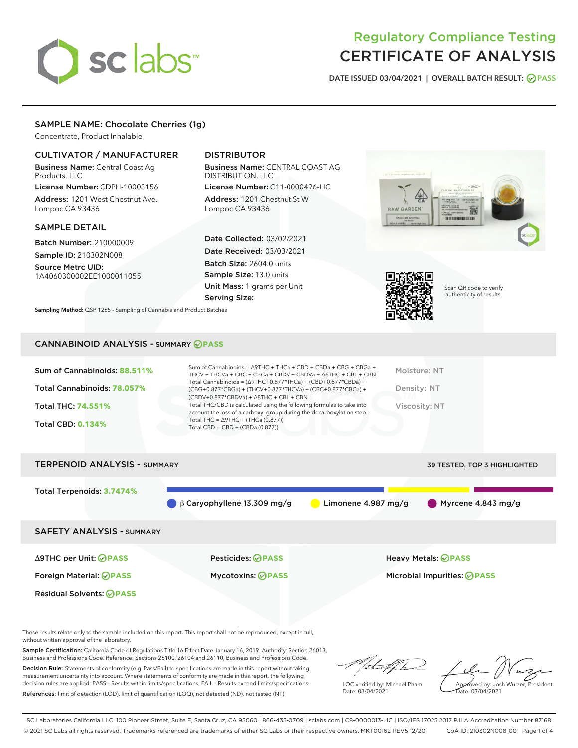# Regulatory Compliance Testing
# CERTIFICATE OF ANALYSIS

DATE ISSUED 03/04/2021 | OVERALL BATCH RESULT: PASS

## SAMPLE NAME: Chocolate Cherries (1g)

Concentrate, Product Inhalable

### CULTIVATOR / MANUFACTURER

**Business Name:** Central Coast Ag Products, LLC

**License Number:** CDPH-10003156

**Address:** 1201 West Chestnut Ave. Lompoc CA 93436

### DISTRIBUTOR

**Business Name:** CENTRAL COAST AG DISTRIBUTION, LLC

**License Number:** C11-0000496-LIC

**Address:** 1201 Chestnut St W Lompoc CA 93436

### SAMPLE DETAIL

**Batch Number:** 210000009

**Sample ID:** 210302N008

**Source Metrc UID:** 1A4060300002EE1000011055

**Date Collected:** 03/02/2021

**Date Received:** 03/03/2021

**Batch Size:** 2604.0 units

**Sample Size:** 13.0 units

**Unit Mass:** 1 grams per Unit

**Serving Size:**

Scan QR code to verify authenticity of results.

**Sampling Method:** QSP 1265 - Sampling of Cannabis and Product Batches

## CANNABINOID ANALYSIS - SUMMARY PASS

Sum of Cannabinoids: **88.511%**

Total Cannabinoids: **78.057%**

Total THC: **74.551%**

Total CBD: **0.134%**

Sum of Cannabinoids = Δ9THC + THCa + CBD + CBDa + CBG + CBGa + THCV + THCVa + CBC + CBCa + CBDV + CBDVa + Δ8THC + CBL + CBN

Total Cannabinoids = (Δ9THC+0.877*THCa) + (CBD+0.877*CBDa) + (CBG+0.877*CBGa) + (THCV+0.877*THCVa) + (CBC+0.877*CBCa) + (CBDV+0.877*CBDVa) + Δ8THC + CBL + CBN

Total THC/CBD is calculated using the following formulas to take into account the loss of a carboxyl group during the decarboxylation step:

Total THC = Δ9THC + (THCa (0.877))

Total CBD = CBD + (CBDa (0.877))

Moisture: NT

Density: NT

Viscosity: NT

## TERPENOID ANALYSIS - SUMMARY

39 TESTED, TOP 3 HIGHLIGHTED

Total Terpenoids: **3.7474%**

β Caryophyllene 13.309 mg/g | Limonene 4.987 mg/g | Myrcene 4.843 mg/g

## SAFETY ANALYSIS - SUMMARY

| | | |
|---|---|---|
| Δ9THC per Unit: PASS | Pesticides: PASS | Heavy Metals: PASS |
| Foreign Material: PASS | Mycotoxins: PASS | Microbial Impurities: PASS |
| Residual Solvents: PASS | | |

These results relate only to the sample included on this report. This report shall not be reproduced, except in full, without written approval of the laboratory.

**Sample Certification:** California Code of Regulations Title 16 Effect Date January 16, 2019. Authority: Section 26013, Business and Professions Code. Reference: Sections 26100, 26104 and 26110, Business and Professions Code.

**Decision Rule:** Statements of conformity (e.g. Pass/Fail) to specifications are made in this report without taking measurement uncertainty into account. Where statements of conformity are made in this report, the following decision rules are applied: PASS - Results within limits/specifications, FAIL - Results exceed limits/specifications.

**References:** limit of detection (LOD), limit of quantification (LOQ), not detected (ND), not tested (NT)

LQC verified by: Michael Pham
Date: 03/04/2021

Approved by: Josh Wurzer, President
Date: 03/04/2021

SC Laboratories California LLC. 100 Pioneer Street, Suite E, Santa Cruz, CA 95060 | 866-435-0709 | sclabs.com | C8-0000013-LIC | ISO/IES 17025:2017 PJLA Accreditation Number 87168
© 2021 SC Labs all rights reserved. Trademarks referenced are trademarks of either SC Labs or their respective owners. MKT00162 REV5 12/20 CoA ID: 210302N008-001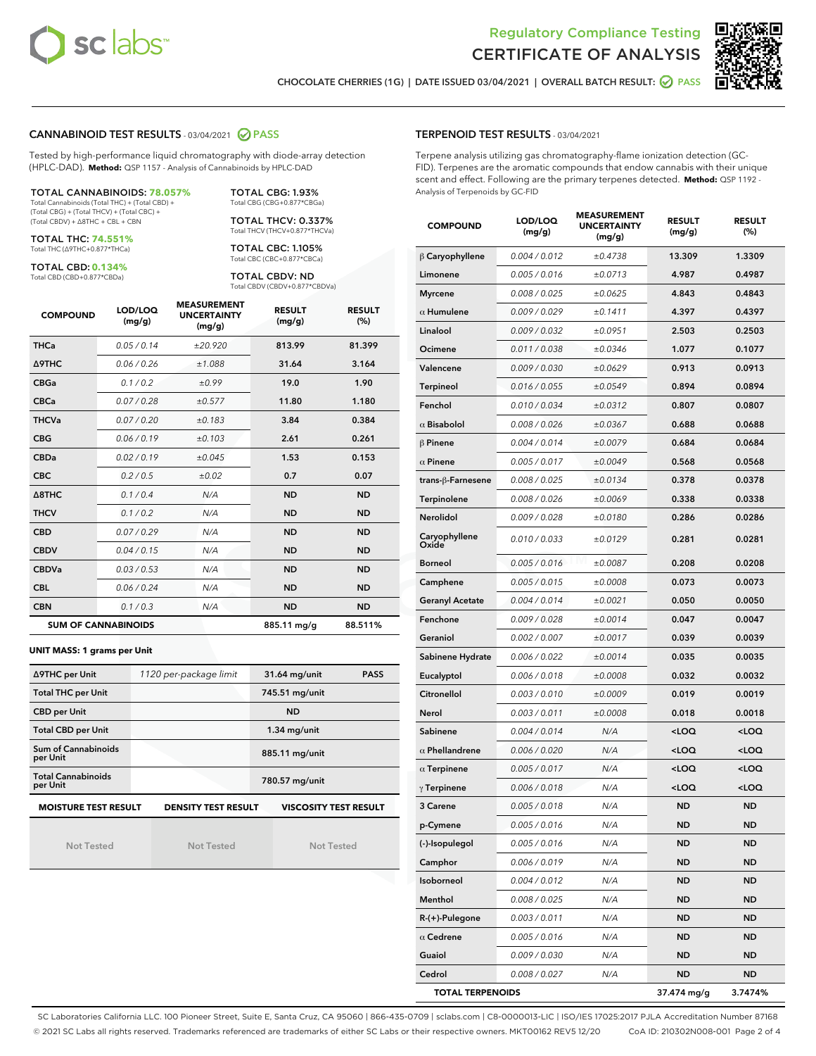# Regulatory Compliance Testing
# CERTIFICATE OF ANALYSIS

CHOCOLATE CHERRIES (1G) | DATE ISSUED 03/04/2021 | OVERALL BATCH RESULT: PASS

## CANNABINOID TEST RESULTS - 03/04/2021 PASS

Tested by high-performance liquid chromatography with diode-array detection (HPLC-DAD). **Method:** QSP 1157 - Analysis of Cannabinoids by HPLC-DAD

**TOTAL CANNABINOIDS: 78.057%**
Total Cannabinoids (Total THC) + (Total CBD) + (Total CBG) + (Total THCV) + (Total CBC) + (Total CBDV) + Δ8THC + CBL + CBN

**TOTAL THC: 74.551%**
Total THC (Δ9THC+0.877*THCa)

**TOTAL CBD: 0.134%**
Total CBD (CBD+0.877*CBDa)

**TOTAL CBG: 1.93%**
Total CBG (CBG+0.877*CBGa)

**TOTAL THCV: 0.337%**
Total THCV (THCV+0.877*THCVa)

**TOTAL CBC: 1.105%**
Total CBC (CBC+0.877*CBCa)

**TOTAL CBDV: ND**
Total CBDV (CBDV+0.877*CBDVa)

| COMPOUND | LOD/LOQ (mg/g) | MEASUREMENT UNCERTAINTY (mg/g) | RESULT (mg/g) | RESULT (%) |
|---|---|---|---|---|
| THCa | 0.05 / 0.14 | ±20.920 | 813.99 | 81.399 |
| Δ9THC | 0.06 / 0.26 | ±1.088 | 31.64 | 3.164 |
| CBGa | 0.1 / 0.2 | ±0.99 | 19.0 | 1.90 |
| CBCa | 0.07 / 0.28 | ±0.577 | 11.80 | 1.180 |
| THCVa | 0.07 / 0.20 | ±0.183 | 3.84 | 0.384 |
| CBG | 0.06 / 0.19 | ±0.103 | 2.61 | 0.261 |
| CBDa | 0.02 / 0.19 | ±0.045 | 1.53 | 0.153 |
| CBC | 0.2 / 0.5 | ±0.02 | 0.7 | 0.07 |
| Δ8THC | 0.1 / 0.4 | N/A | ND | ND |
| THCV | 0.1 / 0.2 | N/A | ND | ND |
| CBD | 0.07 / 0.29 | N/A | ND | ND |
| CBDV | 0.04 / 0.15 | N/A | ND | ND |
| CBDVa | 0.03 / 0.53 | N/A | ND | ND |
| CBL | 0.06 / 0.24 | N/A | ND | ND |
| CBN | 0.1 / 0.3 | N/A | ND | ND |
| **SUM OF CANNABINOIDS** | | | 885.11 mg/g | 88.511% |

**UNIT MASS: 1 grams per Unit**

| | | | |
|---|---|---|---|
| Δ9THC per Unit | 1120 per-package limit | 31.64 mg/unit | PASS |
| Total THC per Unit | | 745.51 mg/unit | |
| CBD per Unit | | ND | |
| Total CBD per Unit | | 1.34 mg/unit | |
| Sum of Cannabinoids per Unit | | 885.11 mg/unit | |
| Total Cannabinoids per Unit | | 780.57 mg/unit | |

| MOISTURE TEST RESULT | DENSITY TEST RESULT | VISCOSITY TEST RESULT |
|---|---|---|
| Not Tested | Not Tested | Not Tested |

## TERPENOID TEST RESULTS - 03/04/2021

Terpene analysis utilizing gas chromatography-flame ionization detection (GC-FID). Terpenes are the aromatic compounds that endow cannabis with their unique scent and effect. Following are the primary terpenes detected. **Method:** QSP 1192 - Analysis of Terpenoids by GC-FID

| COMPOUND | LOD/LOQ (mg/g) | MEASUREMENT UNCERTAINTY (mg/g) | RESULT (mg/g) | RESULT (%) |
|---|---|---|---|---|
| β Caryophyllene | 0.004 / 0.012 | ±0.4738 | 13.309 | 1.3309 |
| Limonene | 0.005 / 0.016 | ±0.0713 | 4.987 | 0.4987 |
| Myrcene | 0.008 / 0.025 | ±0.0625 | 4.843 | 0.4843 |
| α Humulene | 0.009 / 0.029 | ±0.1411 | 4.397 | 0.4397 |
| Linalool | 0.009 / 0.032 | ±0.0951 | 2.503 | 0.2503 |
| Ocimene | 0.011 / 0.038 | ±0.0346 | 1.077 | 0.1077 |
| Valencene | 0.009 / 0.030 | ±0.0629 | 0.913 | 0.0913 |
| Terpineol | 0.016 / 0.055 | ±0.0549 | 0.894 | 0.0894 |
| Fenchol | 0.010 / 0.034 | ±0.0312 | 0.807 | 0.0807 |
| α Bisabolol | 0.008 / 0.026 | ±0.0367 | 0.688 | 0.0688 |
| β Pinene | 0.004 / 0.014 | ±0.0079 | 0.684 | 0.0684 |
| α Pinene | 0.005 / 0.017 | ±0.0049 | 0.568 | 0.0568 |
| trans-β-Farnesene | 0.008 / 0.025 | ±0.0134 | 0.378 | 0.0378 |
| Terpinolene | 0.008 / 0.026 | ±0.0069 | 0.338 | 0.0338 |
| Nerolidol | 0.009 / 0.028 | ±0.0180 | 0.286 | 0.0286 |
| Caryophyllene Oxide | 0.010 / 0.033 | ±0.0129 | 0.281 | 0.0281 |
| Borneol | 0.005 / 0.016 | ±0.0087 | 0.208 | 0.0208 |
| Camphene | 0.005 / 0.015 | ±0.0008 | 0.073 | 0.0073 |
| Geranyl Acetate | 0.004 / 0.014 | ±0.0021 | 0.050 | 0.0050 |
| Fenchone | 0.009 / 0.028 | ±0.0014 | 0.047 | 0.0047 |
| Geraniol | 0.002 / 0.007 | ±0.0017 | 0.039 | 0.0039 |
| Sabinene Hydrate | 0.006 / 0.022 | ±0.0014 | 0.035 | 0.0035 |
| Eucalyptol | 0.006 / 0.018 | ±0.0008 | 0.032 | 0.0032 |
| Citronellol | 0.003 / 0.010 | ±0.0009 | 0.019 | 0.0019 |
| Nerol | 0.003 / 0.011 | ±0.0008 | 0.018 | 0.0018 |
| Sabinene | 0.004 / 0.014 | N/A | <LOQ | <LOQ |
| α Phellandrene | 0.006 / 0.020 | N/A | <LOQ | <LOQ |
| α Terpinene | 0.005 / 0.017 | N/A | <LOQ | <LOQ |
| γ Terpinene | 0.006 / 0.018 | N/A | <LOQ | <LOQ |
| 3 Carene | 0.005 / 0.018 | N/A | ND | ND |
| p-Cymene | 0.005 / 0.016 | N/A | ND | ND |
| (-)-Isopulegol | 0.005 / 0.016 | N/A | ND | ND |
| Camphor | 0.006 / 0.019 | N/A | ND | ND |
| Isoborneol | 0.004 / 0.012 | N/A | ND | ND |
| Menthol | 0.008 / 0.025 | N/A | ND | ND |
| R-(+)-Pulegone | 0.003 / 0.011 | N/A | ND | ND |
| α Cedrene | 0.005 / 0.016 | N/A | ND | ND |
| Guaiol | 0.009 / 0.030 | N/A | ND | ND |
| Cedrol | 0.008 / 0.027 | N/A | ND | ND |
| **TOTAL TERPENOIDS** | | | 37.474 mg/g | 3.7474% |

SC Laboratories California LLC. 100 Pioneer Street, Suite E, Santa Cruz, CA 95060 | 866-435-0709 | sclabs.com | C8-0000013-LIC | ISO/IES 17025:2017 PJLA Accreditation Number 87168
© 2021 SC Labs all rights reserved. Trademarks referenced are trademarks of either SC Labs or their respective owners. MKT00162 REV5 12/20 CoA ID: 210302N008-001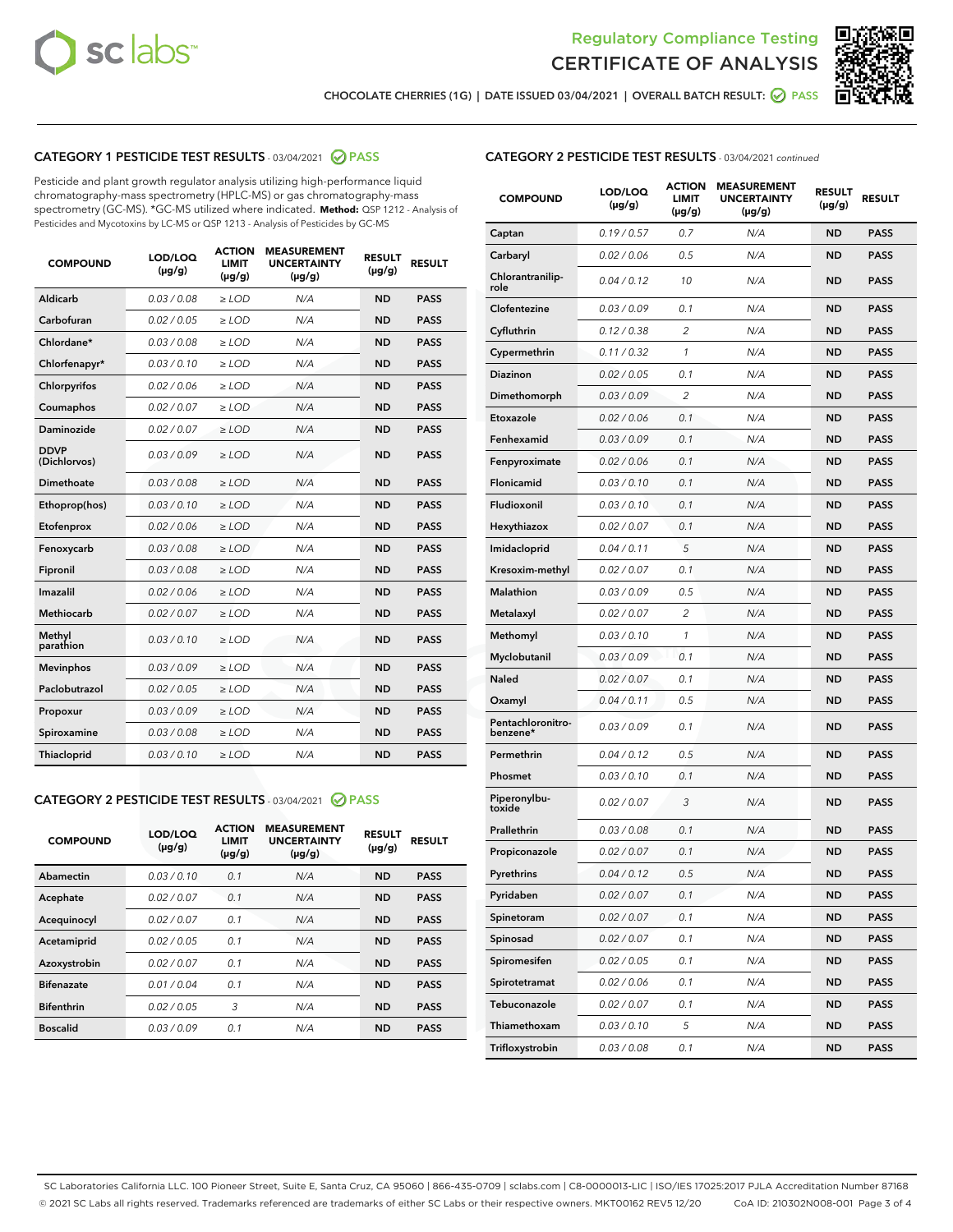Regulatory Compliance Testing

# CERTIFICATE OF ANALYSIS

CHOCOLATE CHERRIES (1G) | DATE ISSUED 03/04/2021 | OVERALL BATCH RESULT: PASS

## CATEGORY 1 PESTICIDE TEST RESULTS - 03/04/2021 PASS

Pesticide and plant growth regulator analysis utilizing high-performance liquid chromatography-mass spectrometry (HPLC-MS) or gas chromatography-mass spectrometry (GC-MS). *GC-MS utilized where indicated. **Method:** QSP 1212 - Analysis of Pesticides and Mycotoxins by LC-MS or QSP 1213 - Analysis of Pesticides by GC-MS

| COMPOUND | LOD/LOQ (µg/g) | ACTION LIMIT (µg/g) | MEASUREMENT UNCERTAINTY (µg/g) | RESULT (µg/g) | RESULT |
|---|---|---|---|---|---|
| Aldicarb | 0.03 / 0.08 | ≥ LOD | N/A | ND | PASS |
| Carbofuran | 0.02 / 0.05 | ≥ LOD | N/A | ND | PASS |
| Chlordane* | 0.03 / 0.08 | ≥ LOD | N/A | ND | PASS |
| Chlorfenapyr* | 0.03 / 0.10 | ≥ LOD | N/A | ND | PASS |
| Chlorpyrifos | 0.02 / 0.06 | ≥ LOD | N/A | ND | PASS |
| Coumaphos | 0.02 / 0.07 | ≥ LOD | N/A | ND | PASS |
| Daminozide | 0.02 / 0.07 | ≥ LOD | N/A | ND | PASS |
| DDVP (Dichlorvos) | 0.03 / 0.09 | ≥ LOD | N/A | ND | PASS |
| Dimethoate | 0.03 / 0.08 | ≥ LOD | N/A | ND | PASS |
| Ethoprop(hos) | 0.03 / 0.10 | ≥ LOD | N/A | ND | PASS |
| Etofenprox | 0.02 / 0.06 | ≥ LOD | N/A | ND | PASS |
| Fenoxycarb | 0.03 / 0.08 | ≥ LOD | N/A | ND | PASS |
| Fipronil | 0.03 / 0.08 | ≥ LOD | N/A | ND | PASS |
| Imazalil | 0.02 / 0.06 | ≥ LOD | N/A | ND | PASS |
| Methiocarb | 0.02 / 0.07 | ≥ LOD | N/A | ND | PASS |
| Methyl parathion | 0.03 / 0.10 | ≥ LOD | N/A | ND | PASS |
| Mevinphos | 0.03 / 0.09 | ≥ LOD | N/A | ND | PASS |
| Paclobutrazol | 0.02 / 0.05 | ≥ LOD | N/A | ND | PASS |
| Propoxur | 0.03 / 0.09 | ≥ LOD | N/A | ND | PASS |
| Spiroxamine | 0.03 / 0.08 | ≥ LOD | N/A | ND | PASS |
| Thiacloprid | 0.03 / 0.10 | ≥ LOD | N/A | ND | PASS |

## CATEGORY 2 PESTICIDE TEST RESULTS - 03/04/2021 PASS

| COMPOUND | LOD/LOQ (µg/g) | ACTION LIMIT (µg/g) | MEASUREMENT UNCERTAINTY (µg/g) | RESULT (µg/g) | RESULT |
|---|---|---|---|---|---|
| Abamectin | 0.03 / 0.10 | 0.1 | N/A | ND | PASS |
| Acephate | 0.02 / 0.07 | 0.1 | N/A | ND | PASS |
| Acequinocyl | 0.02 / 0.07 | 0.1 | N/A | ND | PASS |
| Acetamiprid | 0.02 / 0.05 | 0.1 | N/A | ND | PASS |
| Azoxystrobin | 0.02 / 0.07 | 0.1 | N/A | ND | PASS |
| Bifenazate | 0.01 / 0.04 | 0.1 | N/A | ND | PASS |
| Bifenthrin | 0.02 / 0.05 | 3 | N/A | ND | PASS |
| Boscalid | 0.03 / 0.09 | 0.1 | N/A | ND | PASS |
| Captan | 0.19 / 0.57 | 0.7 | N/A | ND | PASS |
| Carbaryl | 0.02 / 0.06 | 0.5 | N/A | ND | PASS |
| Chlorantraniliprole | 0.04 / 0.12 | 10 | N/A | ND | PASS |
| Clofentezine | 0.03 / 0.09 | 0.1 | N/A | ND | PASS |
| Cyfluthrin | 0.12 / 0.38 | 2 | N/A | ND | PASS |
| Cypermethrin | 0.11 / 0.32 | 1 | N/A | ND | PASS |
| Diazinon | 0.02 / 0.05 | 0.1 | N/A | ND | PASS |
| Dimethomorph | 0.03 / 0.09 | 2 | N/A | ND | PASS |
| Etoxazole | 0.02 / 0.06 | 0.1 | N/A | ND | PASS |
| Fenhexamid | 0.03 / 0.09 | 0.1 | N/A | ND | PASS |
| Fenpyroximate | 0.02 / 0.06 | 0.1 | N/A | ND | PASS |
| Flonicamid | 0.03 / 0.10 | 0.1 | N/A | ND | PASS |
| Fludioxonil | 0.03 / 0.10 | 0.1 | N/A | ND | PASS |
| Hexythiazox | 0.02 / 0.07 | 0.1 | N/A | ND | PASS |
| Imidacloprid | 0.04 / 0.11 | 5 | N/A | ND | PASS |
| Kresoxim-methyl | 0.02 / 0.07 | 0.1 | N/A | ND | PASS |
| Malathion | 0.03 / 0.09 | 0.5 | N/A | ND | PASS |
| Metalaxyl | 0.02 / 0.07 | 2 | N/A | ND | PASS |
| Methomyl | 0.03 / 0.10 | 1 | N/A | ND | PASS |
| Myclobutanil | 0.03 / 0.09 | 0.1 | N/A | ND | PASS |
| Naled | 0.02 / 0.07 | 0.1 | N/A | ND | PASS |
| Oxamyl | 0.04 / 0.11 | 0.5 | N/A | ND | PASS |
| Pentachloronitrobenzene* | 0.03 / 0.09 | 0.1 | N/A | ND | PASS |
| Permethrin | 0.04 / 0.12 | 0.5 | N/A | ND | PASS |
| Phosmet | 0.03 / 0.10 | 0.1 | N/A | ND | PASS |
| Piperonylbutoxide | 0.02 / 0.07 | 3 | N/A | ND | PASS |
| Prallethrin | 0.03 / 0.08 | 0.1 | N/A | ND | PASS |
| Propiconazole | 0.02 / 0.07 | 0.1 | N/A | ND | PASS |
| Pyrethrins | 0.04 / 0.12 | 0.5 | N/A | ND | PASS |
| Pyridaben | 0.02 / 0.07 | 0.1 | N/A | ND | PASS |
| Spinetoram | 0.02 / 0.07 | 0.1 | N/A | ND | PASS |
| Spinosad | 0.02 / 0.07 | 0.1 | N/A | ND | PASS |
| Spiromesifen | 0.02 / 0.05 | 0.1 | N/A | ND | PASS |
| Spirotetramat | 0.02 / 0.06 | 0.1 | N/A | ND | PASS |
| Tebuconazole | 0.02 / 0.07 | 0.1 | N/A | ND | PASS |
| Thiamethoxam | 0.03 / 0.10 | 5 | N/A | ND | PASS |
| Trifloxystrobin | 0.03 / 0.08 | 0.1 | N/A | ND | PASS |

SC Laboratories California LLC. 100 Pioneer Street, Suite E, Santa Cruz, CA 95060 | 866-435-0709 | sclabs.com | C8-0000013-LIC | ISO/IES 17025:2017 PJLA Accreditation Number 87168
© 2021 SC Labs all rights reserved. Trademarks referenced are trademarks of either SC Labs or their respective owners. MKT00162 REV5 12/20 CoA ID: 210302N008-001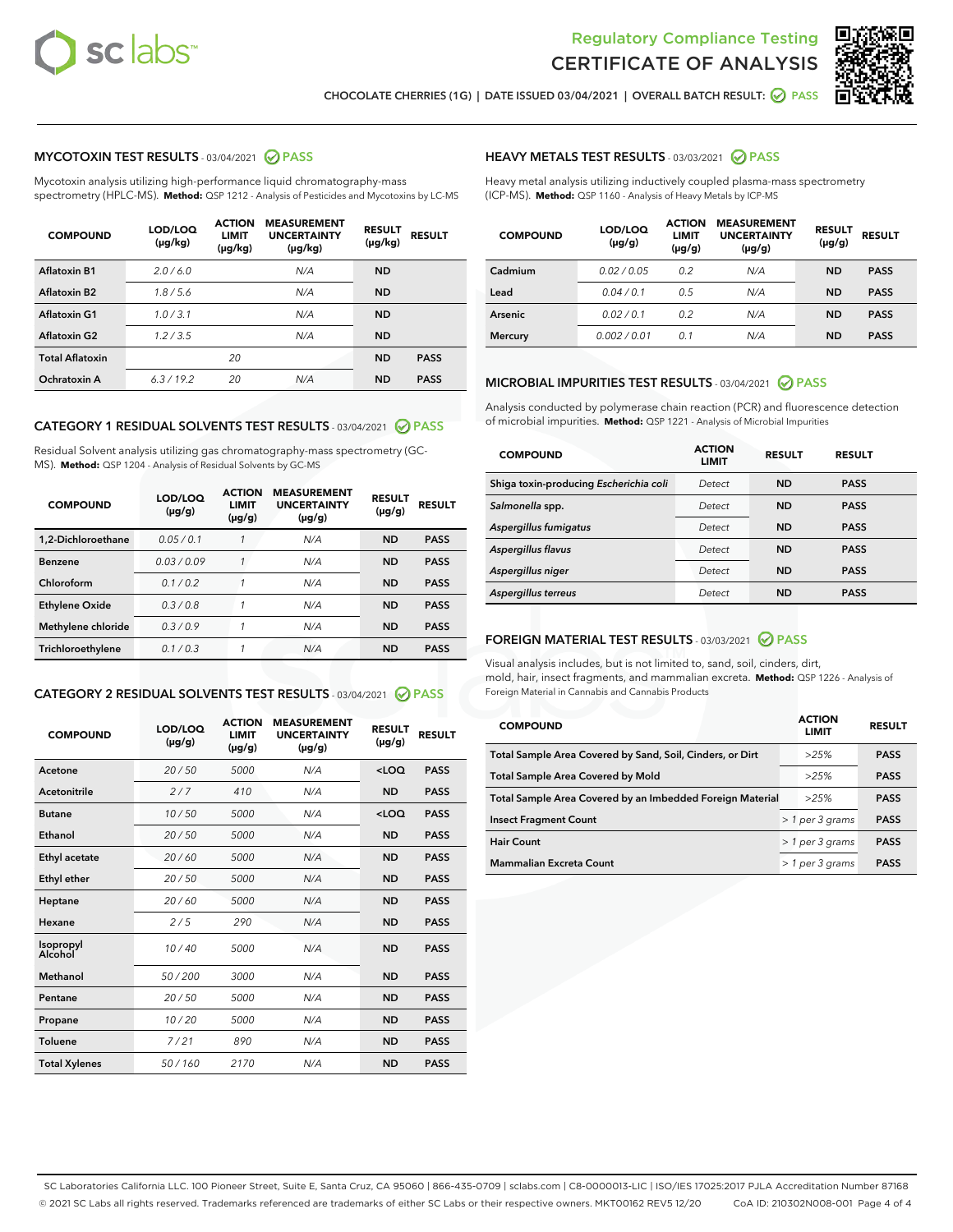Regulatory Compliance Testing
CERTIFICATE OF ANALYSIS

CHOCOLATE CHERRIES (1G) | DATE ISSUED 03/04/2021 | OVERALL BATCH RESULT: PASS

## MYCOTOXIN TEST RESULTS - 03/04/2021 PASS

Mycotoxin analysis utilizing high-performance liquid chromatography-mass spectrometry (HPLC-MS). **Method:** QSP 1212 - Analysis of Pesticides and Mycotoxins by LC-MS

| COMPOUND | LOD/LOQ (µg/kg) | ACTION LIMIT (µg/kg) | MEASUREMENT UNCERTAINTY (µg/kg) | RESULT (µg/kg) | RESULT |
|---|---|---|---|---|---|
| Aflatoxin B1 | 2.0 / 6.0 | | N/A | ND | |
| Aflatoxin B2 | 1.8 / 5.6 | | N/A | ND | |
| Aflatoxin G1 | 1.0 / 3.1 | | N/A | ND | |
| Aflatoxin G2 | 1.2 / 3.5 | | N/A | ND | |
| Total Aflatoxin | | 20 | | ND | PASS |
| Ochratoxin A | 6.3 / 19.2 | 20 | N/A | ND | PASS |

## CATEGORY 1 RESIDUAL SOLVENTS TEST RESULTS - 03/04/2021 PASS

Residual Solvent analysis utilizing gas chromatography-mass spectrometry (GC-MS). **Method:** QSP 1204 - Analysis of Residual Solvents by GC-MS

| COMPOUND | LOD/LOQ (µg/g) | ACTION LIMIT (µg/g) | MEASUREMENT UNCERTAINTY (µg/g) | RESULT (µg/g) | RESULT |
|---|---|---|---|---|---|
| 1,2-Dichloroethane | 0.05 / 0.1 | 1 | N/A | ND | PASS |
| Benzene | 0.03 / 0.09 | 1 | N/A | ND | PASS |
| Chloroform | 0.1 / 0.2 | 1 | N/A | ND | PASS |
| Ethylene Oxide | 0.3 / 0.8 | 1 | N/A | ND | PASS |
| Methylene chloride | 0.3 / 0.9 | 1 | N/A | ND | PASS |
| Trichloroethylene | 0.1 / 0.3 | 1 | N/A | ND | PASS |

## CATEGORY 2 RESIDUAL SOLVENTS TEST RESULTS - 03/04/2021 PASS

| COMPOUND | LOD/LOQ (µg/g) | ACTION LIMIT (µg/g) | MEASUREMENT UNCERTAINTY (µg/g) | RESULT (µg/g) | RESULT |
|---|---|---|---|---|---|
| Acetone | 20 / 50 | 5000 | N/A | <LOQ | PASS |
| Acetonitrile | 2 / 7 | 410 | N/A | ND | PASS |
| Butane | 10 / 50 | 5000 | N/A | <LOQ | PASS |
| Ethanol | 20 / 50 | 5000 | N/A | ND | PASS |
| Ethyl acetate | 20 / 60 | 5000 | N/A | ND | PASS |
| Ethyl ether | 20 / 50 | 5000 | N/A | ND | PASS |
| Heptane | 20 / 60 | 5000 | N/A | ND | PASS |
| Hexane | 2 / 5 | 290 | N/A | ND | PASS |
| Isopropyl Alcohol | 10 / 40 | 5000 | N/A | ND | PASS |
| Methanol | 50 / 200 | 3000 | N/A | ND | PASS |
| Pentane | 20 / 50 | 5000 | N/A | ND | PASS |
| Propane | 10 / 20 | 5000 | N/A | ND | PASS |
| Toluene | 7 / 21 | 890 | N/A | ND | PASS |
| Total Xylenes | 50 / 160 | 2170 | N/A | ND | PASS |

## HEAVY METALS TEST RESULTS - 03/03/2021 PASS

Heavy metal analysis utilizing inductively coupled plasma-mass spectrometry (ICP-MS). **Method:** QSP 1160 - Analysis of Heavy Metals by ICP-MS

| COMPOUND | LOD/LOQ (µg/g) | ACTION LIMIT (µg/g) | MEASUREMENT UNCERTAINTY (µg/g) | RESULT (µg/g) | RESULT |
|---|---|---|---|---|---|
| Cadmium | 0.02 / 0.05 | 0.2 | N/A | ND | PASS |
| Lead | 0.04 / 0.1 | 0.5 | N/A | ND | PASS |
| Arsenic | 0.02 / 0.1 | 0.2 | N/A | ND | PASS |
| Mercury | 0.002 / 0.01 | 0.1 | N/A | ND | PASS |

## MICROBIAL IMPURITIES TEST RESULTS - 03/04/2021 PASS

Analysis conducted by polymerase chain reaction (PCR) and fluorescence detection of microbial impurities. **Method:** QSP 1221 - Analysis of Microbial Impurities

| COMPOUND | ACTION LIMIT | RESULT | RESULT |
|---|---|---|---|
| *Shiga toxin-producing Escherichia coli* | Detect | ND | PASS |
| *Salmonella* spp. | Detect | ND | PASS |
| *Aspergillus fumigatus* | Detect | ND | PASS |
| *Aspergillus flavus* | Detect | ND | PASS |
| *Aspergillus niger* | Detect | ND | PASS |
| *Aspergillus terreus* | Detect | ND | PASS |

## FOREIGN MATERIAL TEST RESULTS - 03/03/2021 PASS

Visual analysis includes, but is not limited to, sand, soil, cinders, dirt, mold, hair, insect fragments, and mammalian excreta. **Method:** QSP 1226 - Analysis of Foreign Material in Cannabis and Cannabis Products

| COMPOUND | ACTION LIMIT | RESULT |
|---|---|---|
| Total Sample Area Covered by Sand, Soil, Cinders, or Dirt | >25% | PASS |
| Total Sample Area Covered by Mold | >25% | PASS |
| Total Sample Area Covered by an Imbedded Foreign Material | >25% | PASS |
| Insect Fragment Count | > 1 per 3 grams | PASS |
| Hair Count | > 1 per 3 grams | PASS |
| Mammalian Excreta Count | > 1 per 3 grams | PASS |

SC Laboratories California LLC. 100 Pioneer Street, Suite E, Santa Cruz, CA 95060 | 866-435-0709 | sclabs.com | C8-0000013-LIC | ISO/IES 17025:2017 PJLA Accreditation Number 87168
© 2021 SC Labs all rights reserved. Trademarks referenced are trademarks of either SC Labs or their respective owners. MKT00162 REV5 12/20 CoA ID: 210302N008-001